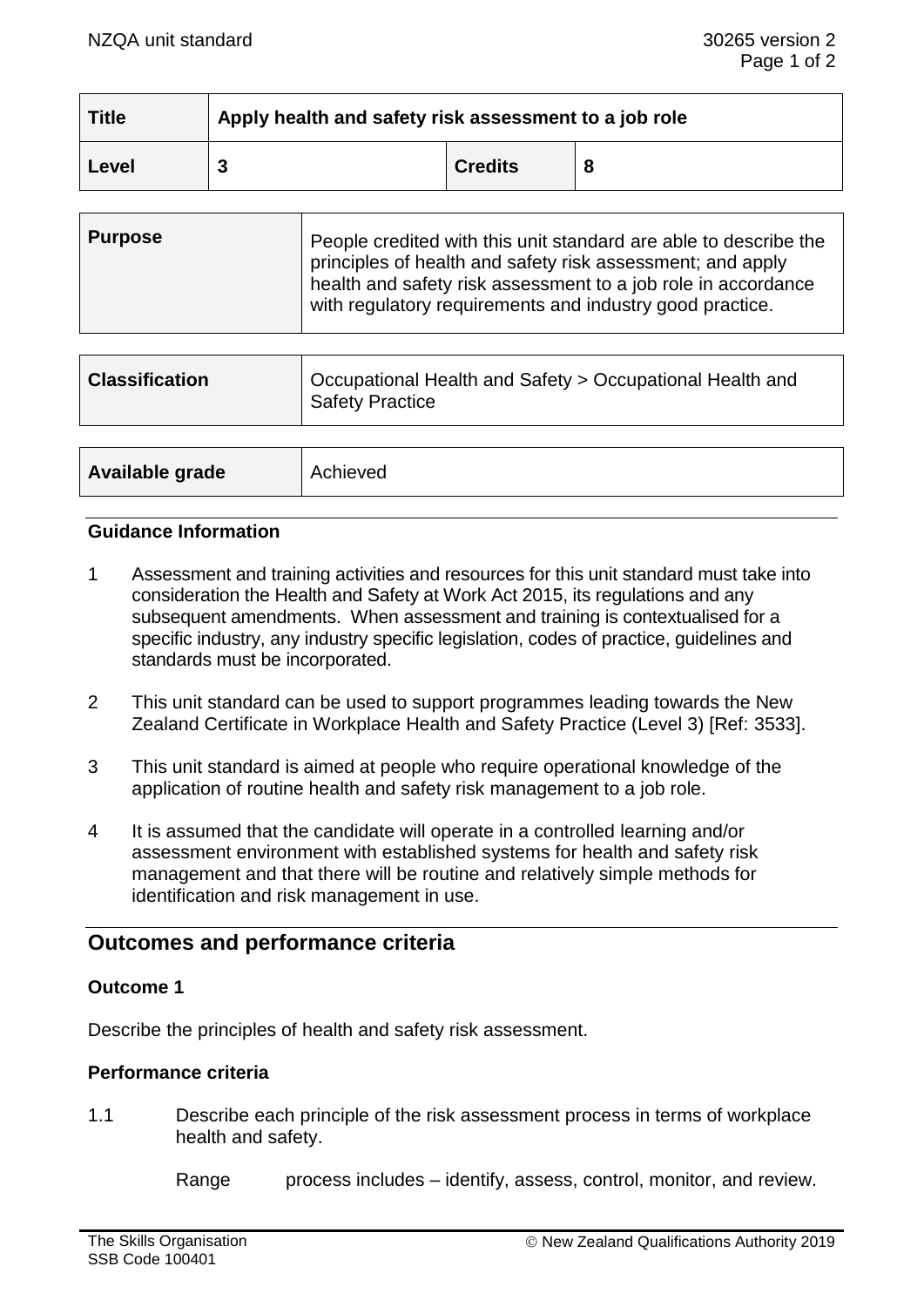| Title | Apply health and safety risk assessment to a job role | | |
|---|---|---|---|
| Level | 3 | Credits | 8 |

| Purpose | People credited with this unit standard are able to describe the principles of health and safety risk assessment; and apply health and safety risk assessment to a job role in accordance with regulatory requirements and industry good practice. |
|---|---|

| Classification | Occupational Health and Safety > Occupational Health and Safety Practice |
|---|---|

| Available grade | Achieved |
|---|---|

### Guidance Information

1. Assessment and training activities and resources for this unit standard must take into consideration the Health and Safety at Work Act 2015, its regulations and any subsequent amendments. When assessment and training is contextualised for a specific industry, any industry specific legislation, codes of practice, guidelines and standards must be incorporated.

2. This unit standard can be used to support programmes leading towards the New Zealand Certificate in Workplace Health and Safety Practice (Level 3) [Ref: 3533].

3. This unit standard is aimed at people who require operational knowledge of the application of routine health and safety risk management to a job role.

4. It is assumed that the candidate will operate in a controlled learning and/or assessment environment with established systems for health and safety risk management and that there will be routine and relatively simple methods for identification and risk management in use.

## Outcomes and performance criteria

### Outcome 1

Describe the principles of health and safety risk assessment.

### Performance criteria

1.1 Describe each principle of the risk assessment process in terms of workplace health and safety.

Range process includes – identify, assess, control, monitor, and review.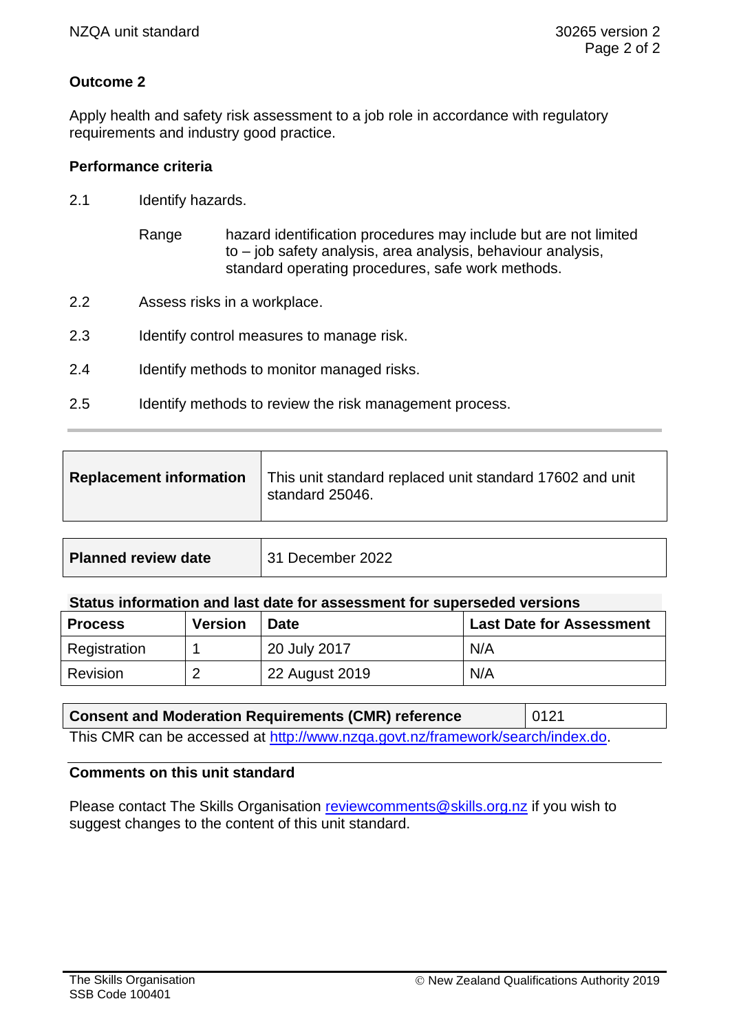## Outcome 2

Apply health and safety risk assessment to a job role in accordance with regulatory requirements and industry good practice.

### Performance criteria

2.1 Identify hazards.

Range: hazard identification procedures may include but are not limited to – job safety analysis, area analysis, behaviour analysis, standard operating procedures, safe work methods.

2.2 Assess risks in a workplace.

2.3 Identify control measures to manage risk.

2.4 Identify methods to monitor managed risks.

2.5 Identify methods to review the risk management process.

---

| | |
|---|---|
| **Replacement information** | This unit standard replaced unit standard 17602 and unit standard 25046. |

| | |
|---|---|
| **Planned review date** | 31 December 2022 |

**Status information and last date for assessment for superseded versions**

| Process | Version | Date | Last Date for Assessment |
|---|---|---|---|
| Registration | 1 | 20 July 2017 | N/A |
| Revision | 2 | 22 August 2019 | N/A |

| | |
|---|---|
| **Consent and Moderation Requirements (CMR) reference** | 0121 |

This CMR can be accessed at http://www.nzqa.govt.nz/framework/search/index.do.

### Comments on this unit standard

Please contact The Skills Organisation reviewcomments@skills.org.nz if you wish to suggest changes to the content of this unit standard.